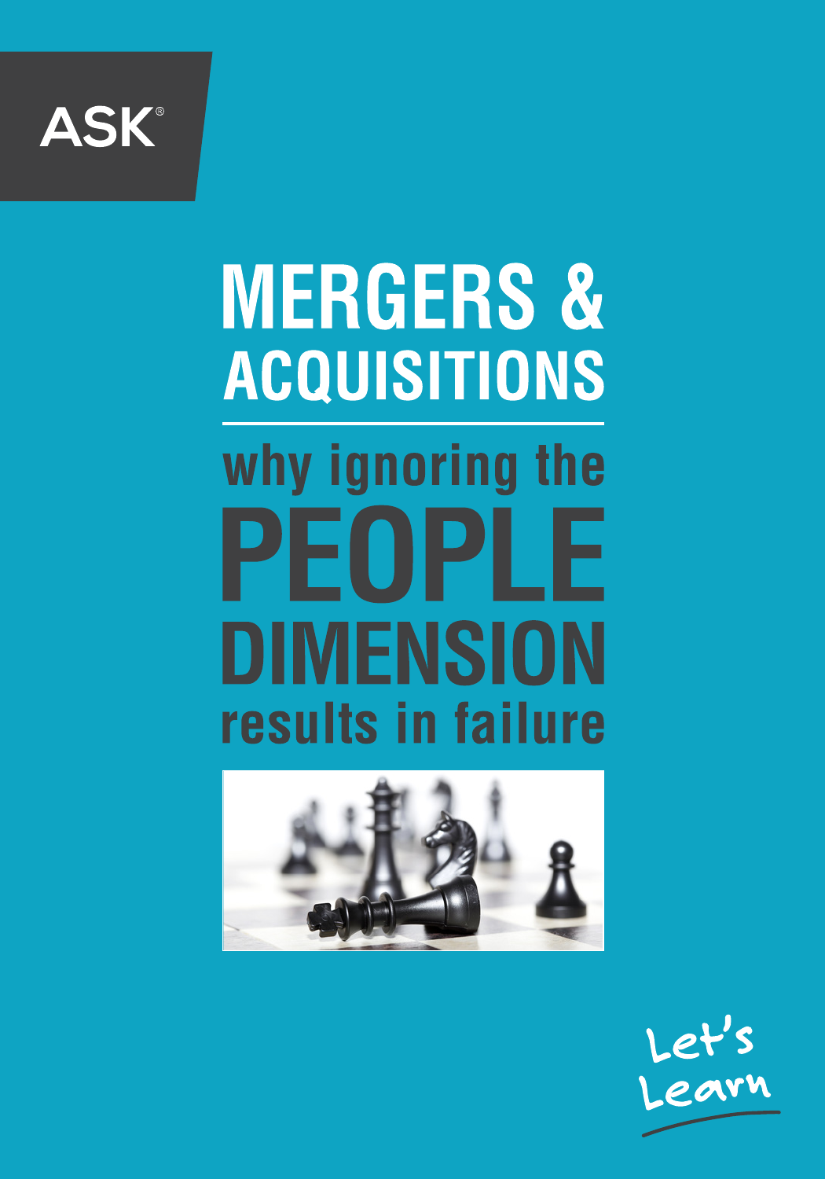ASK®

# MERGERS & ACQUISITIONS

## why ignoring the PEOPLE DIMENSION results in failure

Let's Learn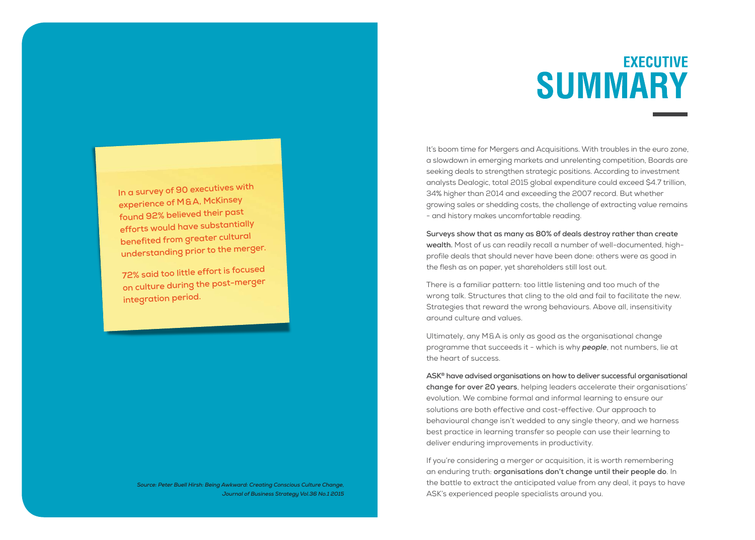# EXECUTIVE SUMMARY

In a survey of 90 executives with experience of M&A, McKinsey found 92% believed their past efforts would have substantially benefited from greater cultural understanding prior to the merger.

72% said too little effort is focused on culture during the post-merger integration period.

*Source: Peter Buell Hirsh: Being Awkward: Creating Conscious Culture Change, Journal of Business Strategy Vol.36 No.1 2015*

It's boom time for Mergers and Acquisitions. With troubles in the euro zone, a slowdown in emerging markets and unrelenting competition, Boards are seeking deals to strengthen strategic positions. According to investment analysts Dealogic, total 2015 global expenditure could exceed $4.7 trillion, 34% higher than 2014 and exceeding the 2007 record. But whether growing sales or shedding costs, the challenge of extracting value remains - and history makes uncomfortable reading.

**Surveys show that as many as 80% of deals destroy rather than create wealth.** Most of us can readily recall a number of well-documented, high-profile deals that should never have been done: others were as good in the flesh as on paper, yet shareholders still lost out.

There is a familiar pattern: too little listening and too much of the wrong talk. Structures that cling to the old and fail to facilitate the new. Strategies that reward the wrong behaviours. Above all, insensitivity around culture and values.

Ultimately, any M&A is only as good as the organisational change programme that succeeds it - which is why ***people***, not numbers, lie at the heart of success.

**ASK® have advised organisations on how to deliver successful organisational change for over 20 years**, helping leaders accelerate their organisations' evolution. We combine formal and informal learning to ensure our solutions are both effective and cost-effective. Our approach to behavioural change isn't wedded to any single theory, and we harness best practice in learning transfer so people can use their learning to deliver enduring improvements in productivity.

If you're considering a merger or acquisition, it is worth remembering an enduring truth: **organisations don't change until their people do**. In the battle to extract the anticipated value from any deal, it pays to have ASK's experienced people specialists around you.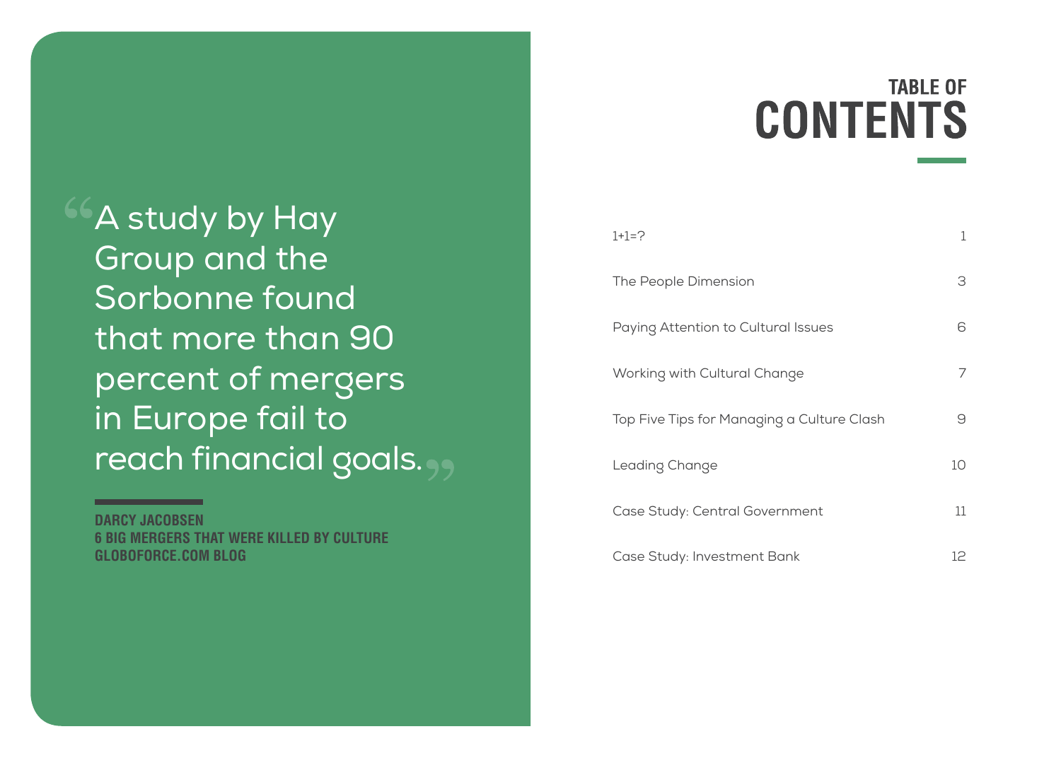> “A study by Hay Group and the Sorbonne found that more than 90 percent of mergers in Europe fail to reach financial goals.”

**DARCY JACOBSEN**
**6 BIG MERGERS THAT WERE KILLED BY CULTURE**
**GLOBOFORCE.COM BLOG**

# TABLE OF CONTENTS

| | |
|---|---|
| 1+1=? | 1 |
| The People Dimension | 3 |
| Paying Attention to Cultural Issues | 6 |
| Working with Cultural Change | 7 |
| Top Five Tips for Managing a Culture Clash | 9 |
| Leading Change | 10 |
| Case Study: Central Government | 11 |
| Case Study: Investment Bank | 12 |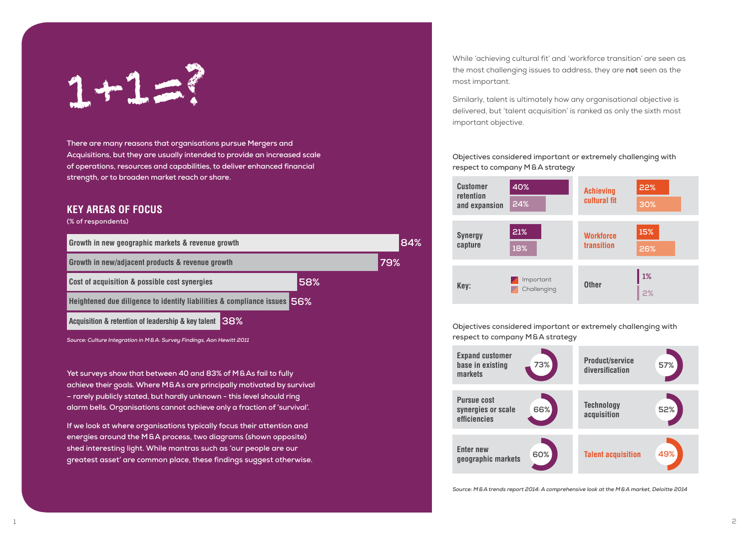# 1+1=?

**There are many reasons that organisations pursue Mergers and Acquisitions, but they are usually intended to provide an increased scale of operations, resources and capabilities, to deliver enhanced financial strength, or to broaden market reach or share.**

## KEY AREAS OF FOCUS

(% of respondents)

| Area | % |
|---|---|
| Growth in new geographic markets & revenue growth | 84% |
| Growth in new/adjacent products & revenue growth | 79% |
| Cost of acquisition & possible cost synergies | 58% |
| Heightened due diligence to identify liabilities & compliance issues | 56% |
| Acquisition & retention of leadership & key talent | 38% |

*Source: Culture Integration in M&A: Survey Findings, Aon Hewitt 2011*

**Yet surveys show that between 40 and 83% of M&As fail to fully achieve their goals. Where M&As are principally motivated by survival – rarely publicly stated, but hardly unknown - this level should ring alarm bells. Organisations cannot achieve only a fraction of 'survival'.**

**If we look at where organisations typically focus their attention and energies around the M&A process, two diagrams (shown opposite) shed interesting light. While mantras such as 'our people are our greatest asset' are common place, these findings suggest otherwise.**

While 'achieving cultural fit' and 'workforce transition' are seen as the most challenging issues to address, they are **not** seen as the most important.

Similarly, talent is ultimately how any organisational objective is delivered, but 'talent acquisition' is ranked as only the sixth most important objective.

**Objectives considered important or extremely challenging with respect to company M&A strategy**

| Objective | Important | Challenging |
|---|---|---|
| Customer retention and expansion | 40% | 24% |
| Synergy capture | 21% | 18% |
| Achieving cultural fit | 22% | 30% |
| Workforce transition | 15% | 26% |
| Other | 1% | 2% |

**Objectives considered important or extremely challenging with respect to company M&A strategy**

| Objective | % |
|---|---|
| Expand customer base in existing markets | 73% |
| Pursue cost synergies or scale efficiencies | 66% |
| Enter new geographic markets | 60% |
| Product/service diversification | 57% |
| Technology acquisition | 52% |
| Talent acquisition | 49% |

*Source: M&A trends report 2014: A comprehensive look at the M&A market, Deloitte 2014*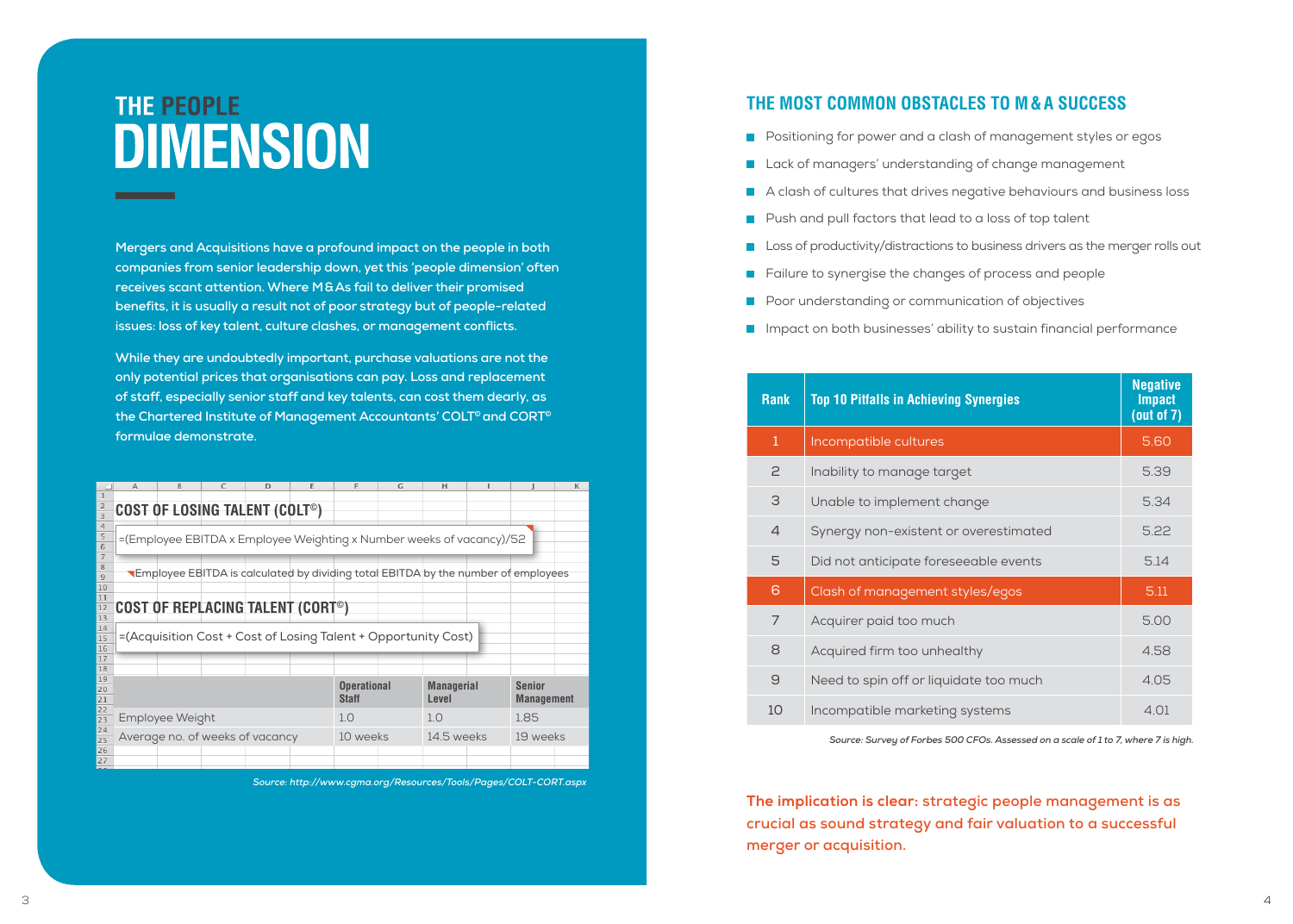# THE PEOPLE DIMENSION

**Mergers and Acquisitions have a profound impact on the people in both companies from senior leadership down, yet this 'people dimension' often receives scant attention. Where M&As fail to deliver their promised benefits, it is usually a result not of poor strategy but of people-related issues: loss of key talent, culture clashes, or management conflicts.**

**While they are undoubtedly important, purchase valuations are not the only potential prices that organisations can pay. Loss and replacement of staff, especially senior staff and key talents, can cost them dearly, as the Chartered Institute of Management Accountants' COLT© and CORT© formulae demonstrate.**

### COST OF LOSING TALENT (COLT©)

=(Employee EBITDA x Employee Weighting x Number weeks of vacancy)/52

Employee EBITDA is calculated by dividing total EBITDA by the number of employees

### COST OF REPLACING TALENT (CORT©)

=(Acquisition Cost + Cost of Losing Talent + Opportunity Cost)

| | Operational Staff | Managerial Level | Senior Management |
|---|---|---|---|
| Employee Weight | 1.0 | 1.0 | 1.85 |
| Average no. of weeks of vacancy | 10 weeks | 14.5 weeks | 19 weeks |

*Source: http://www.cgma.org/Resources/Tools/Pages/COLT-CORT.aspx*

## THE MOST COMMON OBSTACLES TO M&A SUCCESS

- Positioning for power and a clash of management styles or egos
- Lack of managers' understanding of change management
- A clash of cultures that drives negative behaviours and business loss
- Push and pull factors that lead to a loss of top talent
- Loss of productivity/distractions to business drivers as the merger rolls out
- Failure to synergise the changes of process and people
- Poor understanding or communication of objectives
- Impact on both businesses' ability to sustain financial performance

| Rank | Top 10 Pitfalls in Achieving Synergies | Negative Impact (out of 7) |
|---|---|---|
| 1 | Incompatible cultures | 5.60 |
| 2 | Inability to manage target | 5.39 |
| 3 | Unable to implement change | 5.34 |
| 4 | Synergy non-existent or overestimated | 5.22 |
| 5 | Did not anticipate foreseeable events | 5.14 |
| 6 | Clash of management styles/egos | 5.11 |
| 7 | Acquirer paid too much | 5.00 |
| 8 | Acquired firm too unhealthy | 4.58 |
| 9 | Need to spin off or liquidate too much | 4.05 |
| 10 | Incompatible marketing systems | 4.01 |

*Source: Survey of Forbes 500 CFOs. Assessed on a scale of 1 to 7, where 7 is high.*

**The implication is clear: strategic people management is as crucial as sound strategy and fair valuation to a successful merger or acquisition.**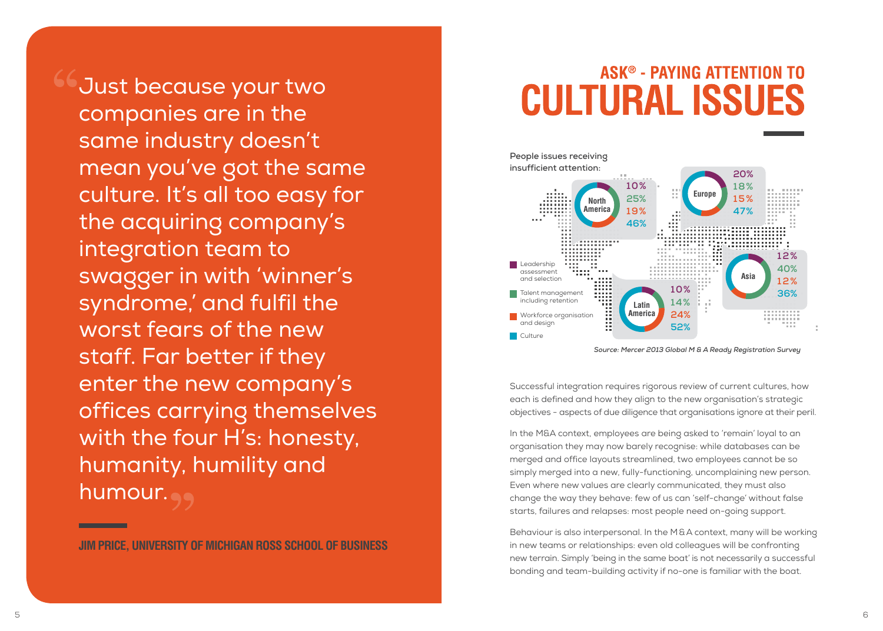> "Just because your two companies are in the same industry doesn't mean you've got the same culture. It's all too easy for the acquiring company's integration team to swagger in with 'winner's syndrome,' and fulfil the worst fears of the new staff. Far better if they enter the new company's offices carrying themselves with the four H's: honesty, humanity, humility and humour."

**JIM PRICE, UNIVERSITY OF MICHIGAN ROSS SCHOOL OF BUSINESS**

## ASK® - PAYING ATTENTION TO

# CULTURAL ISSUES

**People issues receiving insufficient attention:**

| Region | Leadership assessment and selection | Talent management including retention | Workforce organisation and design | Culture |
|---|---|---|---|---|
| North America | 10% | 25% | 19% | 46% |
| Europe | 20% | 18% | 15% | 47% |
| Asia | 12% | 40% | 12% | 36% |
| Latin America | 10% | 14% | 24% | 52% |

*Source: Mercer 2013 Global M & A Ready Registration Survey*

Successful integration requires rigorous review of current cultures, how each is defined and how they align to the new organisation's strategic objectives - aspects of due diligence that organisations ignore at their peril.

In the M&A context, employees are being asked to 'remain' loyal to an organisation they may now barely recognise: while databases can be merged and office layouts streamlined, two employees cannot be so simply merged into a new, fully-functioning, uncomplaining new person. Even where new values are clearly communicated, they must also change the way they behave: few of us can 'self-change' without false starts, failures and relapses: most people need on-going support.

Behaviour is also interpersonal. In the M&A context, many will be working in new teams or relationships: even old colleagues will be confronting new terrain. Simply 'being in the same boat' is not necessarily a successful bonding and team-building activity if no-one is familiar with the boat.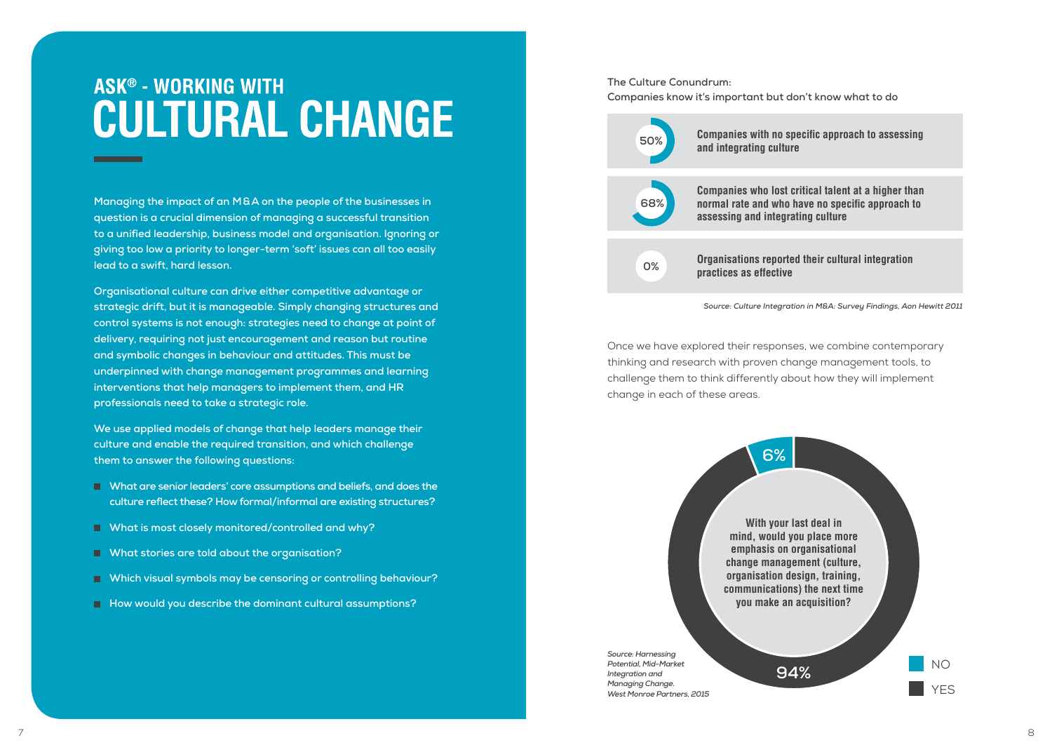# ASK® - WORKING WITH CULTURAL CHANGE

**Managing the impact of an M&A on the people of the businesses in question is a crucial dimension of managing a successful transition to a unified leadership, business model and organisation. Ignoring or giving too low a priority to longer-term 'soft' issues can all too easily lead to a swift, hard lesson.**

**Organisational culture can drive either competitive advantage or strategic drift, but it is manageable. Simply changing structures and control systems is not enough: strategies need to change at point of delivery, requiring not just encouragement and reason but routine and symbolic changes in behaviour and attitudes. This must be underpinned with change management programmes and learning interventions that help managers to implement them, and HR professionals need to take a strategic role.**

**We use applied models of change that help leaders manage their culture and enable the required transition, and which challenge them to answer the following questions:**

- **What are senior leaders' core assumptions and beliefs, and does the culture reflect these? How formal/informal are existing structures?**
- **What is most closely monitored/controlled and why?**
- **What stories are told about the organisation?**
- **Which visual symbols may be censoring or controlling behaviour?**
- **How would you describe the dominant cultural assumptions?**

**The Culture Conundrum:**
**Companies know it's important but don't know what to do**

| | |
|---|---|
| 50% | **Companies with no specific approach to assessing and integrating culture** |
| 68% | **Companies who lost critical talent at a higher than normal rate and who have no specific approach to assessing and integrating culture** |
| 0% | **Organisations reported their cultural integration practices as effective** |

*Source: Culture Integration in M&A: Survey Findings, Aon Hewitt 2011*

Once we have explored their responses, we combine contemporary thinking and research with proven change management tools, to challenge them to think differently about how they will implement change in each of these areas.

**With your last deal in mind, would you place more emphasis on organisational change management (culture, organisation design, training, communications) the next time you make an acquisition?**

| Response | % |
|---|---|
| NO | 6% |
| YES | 94% |

*Source: Harnessing Potential, Mid-Market Integration and Managing Change. West Monroe Partners, 2015*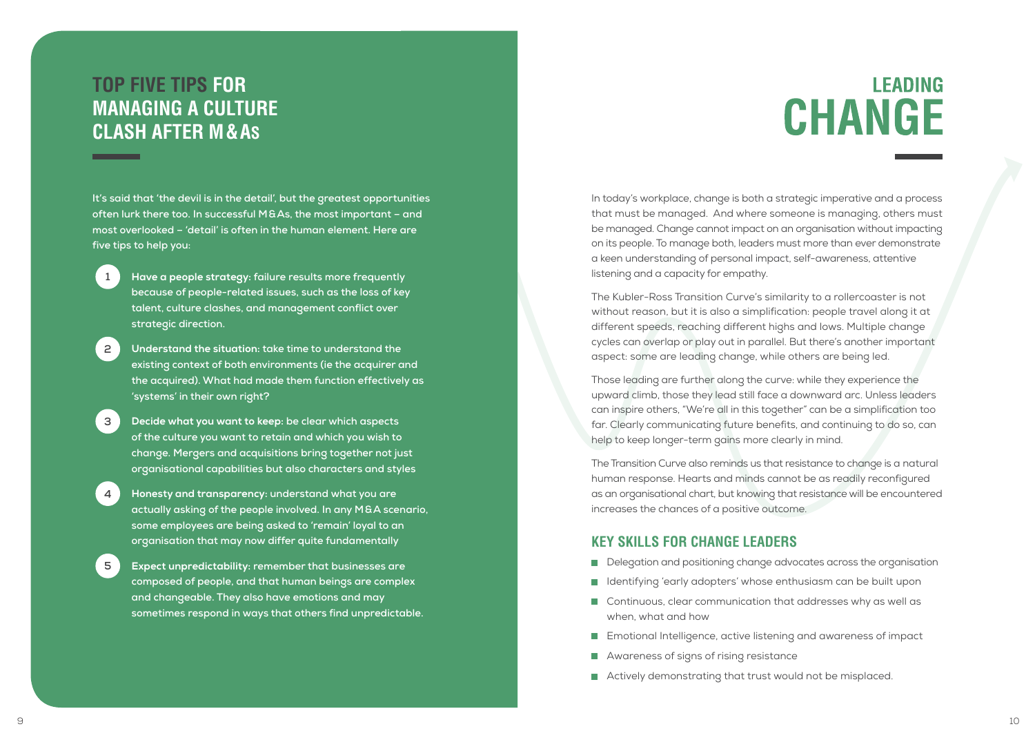## TOP FIVE TIPS FOR MANAGING A CULTURE CLASH AFTER M&As

**It's said that 'the devil is in the detail', but the greatest opportunities often lurk there too. In successful M&As, the most important – and most overlooked – 'detail' is often in the human element. Here are five tips to help you:**

1. **Have a people strategy: failure results more frequently because of people-related issues, such as the loss of key talent, culture clashes, and management conflict over strategic direction.**
2. **Understand the situation: take time to understand the existing context of both environments (ie the acquirer and the acquired). What had made them function effectively as 'systems' in their own right?**
3. **Decide what you want to keep: be clear which aspects of the culture you want to retain and which you wish to change. Mergers and acquisitions bring together not just organisational capabilities but also characters and styles**
4. **Honesty and transparency: understand what you are actually asking of the people involved. In any M&A scenario, some employees are being asked to 'remain' loyal to an organisation that may now differ quite fundamentally**
5. **Expect unpredictability: remember that businesses are composed of people, and that human beings are complex and changeable. They also have emotions and may sometimes respond in ways that others find unpredictable.**

# LEADING CHANGE

In today's workplace, change is both a strategic imperative and a process that must be managed. And where someone is managing, others must be managed. Change cannot impact on an organisation without impacting on its people. To manage both, leaders must more than ever demonstrate a keen understanding of personal impact, self-awareness, attentive listening and a capacity for empathy.

The Kubler-Ross Transition Curve's similarity to a rollercoaster is not without reason, but it is also a simplification: people travel along it at different speeds, reaching different highs and lows. Multiple change cycles can overlap or play out in parallel. But there's another important aspect: some are leading change, while others are being led.

Those leading are further along the curve: while they experience the upward climb, those they lead still face a downward arc. Unless leaders can inspire others, "We're all in this together" can be a simplification too far. Clearly communicating future benefits, and continuing to do so, can help to keep longer-term gains more clearly in mind.

The Transition Curve also reminds us that resistance to change is a natural human response. Hearts and minds cannot be as readily reconfigured as an organisational chart, but knowing that resistance will be encountered increases the chances of a positive outcome.

### KEY SKILLS FOR CHANGE LEADERS

- Delegation and positioning change advocates across the organisation
- Identifying 'early adopters' whose enthusiasm can be built upon
- Continuous, clear communication that addresses why as well as when, what and how
- Emotional Intelligence, active listening and awareness of impact
- Awareness of signs of rising resistance
- Actively demonstrating that trust would not be misplaced.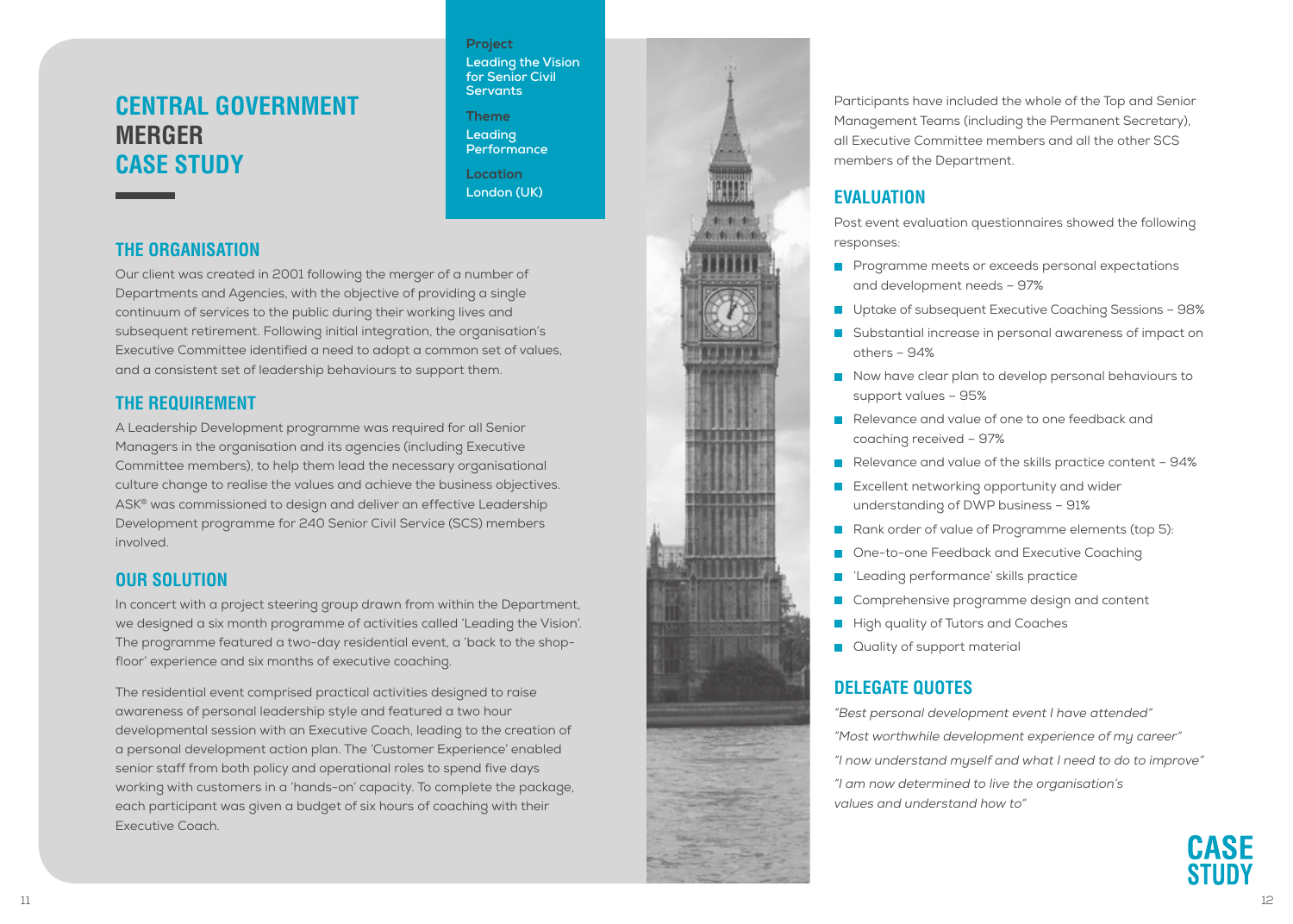# CENTRAL GOVERNMENT MERGER CASE STUDY

**Project**
**Leading the Vision for Senior Civil Servants**

**Theme**
**Leading Performance**

**Location**
**London (UK)**

## THE ORGANISATION

Our client was created in 2001 following the merger of a number of Departments and Agencies, with the objective of providing a single continuum of services to the public during their working lives and subsequent retirement. Following initial integration, the organisation's Executive Committee identified a need to adopt a common set of values, and a consistent set of leadership behaviours to support them.

## THE REQUIREMENT

A Leadership Development programme was required for all Senior Managers in the organisation and its agencies (including Executive Committee members), to help them lead the necessary organisational culture change to realise the values and achieve the business objectives. ASK® was commissioned to design and deliver an effective Leadership Development programme for 240 Senior Civil Service (SCS) members involved.

## OUR SOLUTION

In concert with a project steering group drawn from within the Department, we designed a six month programme of activities called 'Leading the Vision'. The programme featured a two-day residential event, a 'back to the shop-floor' experience and six months of executive coaching.

The residential event comprised practical activities designed to raise awareness of personal leadership style and featured a two hour developmental session with an Executive Coach, leading to the creation of a personal development action plan. The 'Customer Experience' enabled senior staff from both policy and operational roles to spend five days working with customers in a 'hands-on' capacity. To complete the package, each participant was given a budget of six hours of coaching with their Executive Coach.

Participants have included the whole of the Top and Senior Management Teams (including the Permanent Secretary), all Executive Committee members and all the other SCS members of the Department.

## EVALUATION

Post event evaluation questionnaires showed the following responses:

- Programme meets or exceeds personal expectations and development needs – 97%
- Uptake of subsequent Executive Coaching Sessions – 98%
- Substantial increase in personal awareness of impact on others – 94%
- Now have clear plan to develop personal behaviours to support values – 95%
- Relevance and value of one to one feedback and coaching received – 97%
- Relevance and value of the skills practice content – 94%
- Excellent networking opportunity and wider understanding of DWP business – 91%
- Rank order of value of Programme elements (top 5):
- One-to-one Feedback and Executive Coaching
- 'Leading performance' skills practice
- Comprehensive programme design and content
- High quality of Tutors and Coaches
- Quality of support material

## DELEGATE QUOTES

*"Best personal development event I have attended"*

*"Most worthwhile development experience of my career"*

*"I now understand myself and what I need to do to improve"*

*"I am now determined to live the organisation's values and understand how to"*

**CASE STUDY**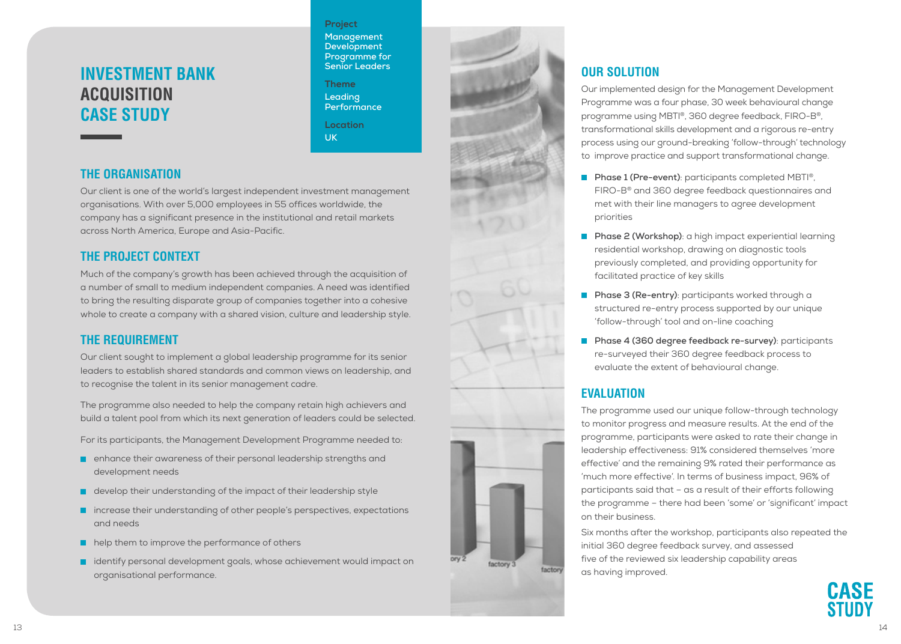# INVESTMENT BANK ACQUISITION CASE STUDY

**Project**
Management Development Programme for Senior Leaders

**Theme**
Leading Performance

**Location**
UK

## THE ORGANISATION

Our client is one of the world's largest independent investment management organisations. With over 5,000 employees in 55 offices worldwide, the company has a significant presence in the institutional and retail markets across North America, Europe and Asia-Pacific.

## THE PROJECT CONTEXT

Much of the company's growth has been achieved through the acquisition of a number of small to medium independent companies. A need was identified to bring the resulting disparate group of companies together into a cohesive whole to create a company with a shared vision, culture and leadership style.

## THE REQUIREMENT

Our client sought to implement a global leadership programme for its senior leaders to establish shared standards and common views on leadership, and to recognise the talent in its senior management cadre.

The programme also needed to help the company retain high achievers and build a talent pool from which its next generation of leaders could be selected.

For its participants, the Management Development Programme needed to:

- enhance their awareness of their personal leadership strengths and development needs
- develop their understanding of the impact of their leadership style
- increase their understanding of other people's perspectives, expectations and needs
- help them to improve the performance of others
- identify personal development goals, whose achievement would impact on organisational performance.

## OUR SOLUTION

Our implemented design for the Management Development Programme was a four phase, 30 week behavioural change programme using MBTI®, 360 degree feedback, FIRO-B®, transformational skills development and a rigorous re-entry process using our ground-breaking 'follow-through' technology to improve practice and support transformational change.

- **Phase 1 (Pre-event)**: participants completed MBTI®, FIRO-B® and 360 degree feedback questionnaires and met with their line managers to agree development priorities
- **Phase 2 (Workshop)**: a high impact experiential learning residential workshop, drawing on diagnostic tools previously completed, and providing opportunity for facilitated practice of key skills
- **Phase 3 (Re-entry)**: participants worked through a structured re-entry process supported by our unique 'follow-through' tool and on-line coaching
- **Phase 4 (360 degree feedback re-survey)**: participants re-surveyed their 360 degree feedback process to evaluate the extent of behavioural change.

## EVALUATION

The programme used our unique follow-through technology to monitor progress and measure results. At the end of the programme, participants were asked to rate their change in leadership effectiveness: 91% considered themselves 'more effective' and the remaining 9% rated their performance as 'much more effective'. In terms of business impact, 96% of participants said that – as a result of their efforts following the programme – there had been 'some' or 'significant' impact on their business.

Six months after the workshop, participants also repeated the initial 360 degree feedback survey, and assessed five of the reviewed six leadership capability areas as having improved.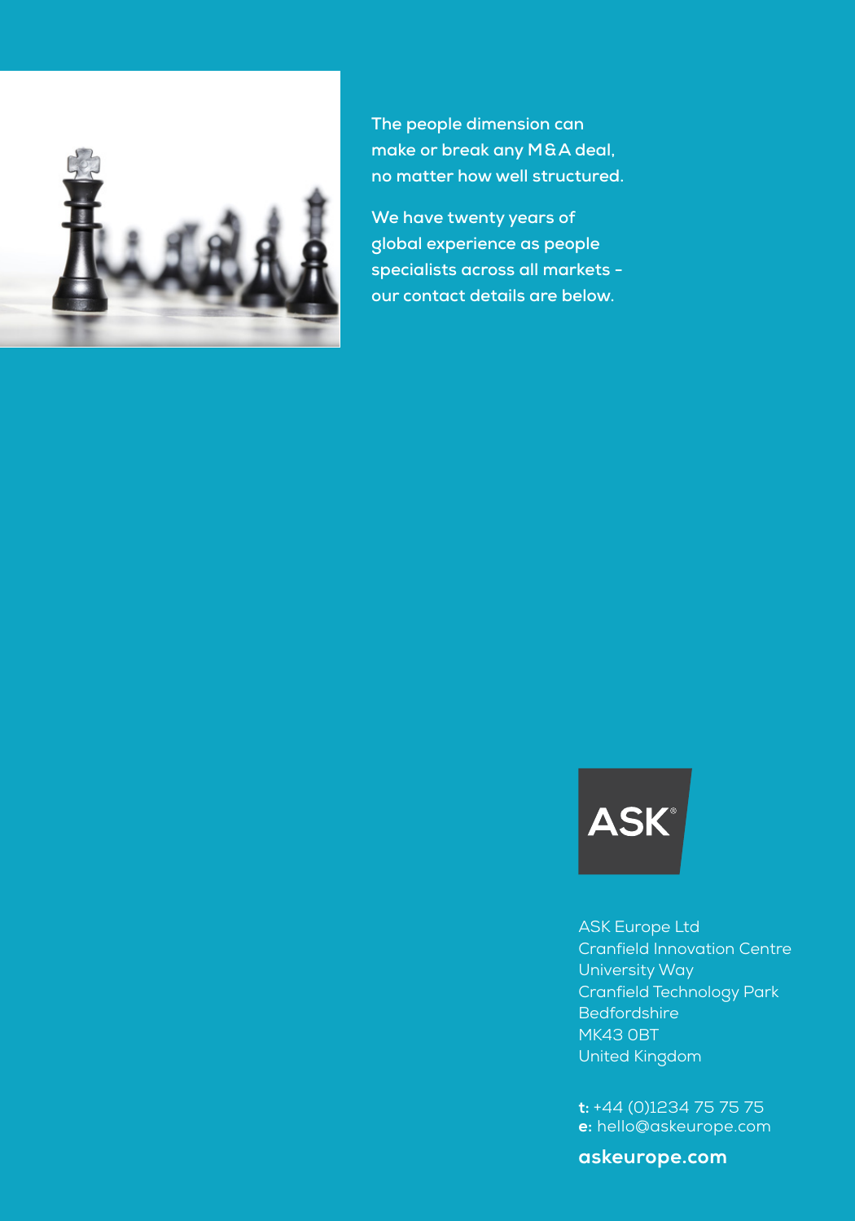**The people dimension can make or break any M&A deal, no matter how well structured.**

**We have twenty years of global experience as people specialists across all markets - our contact details are below.**

ASK®

ASK Europe Ltd
Cranfield Innovation Centre
University Way
Cranfield Technology Park
Bedfordshire
MK43 0BT
United Kingdom

**t:** +44 (0)1234 75 75 75
**e:** hello@askeurope.com

**askeurope.com**